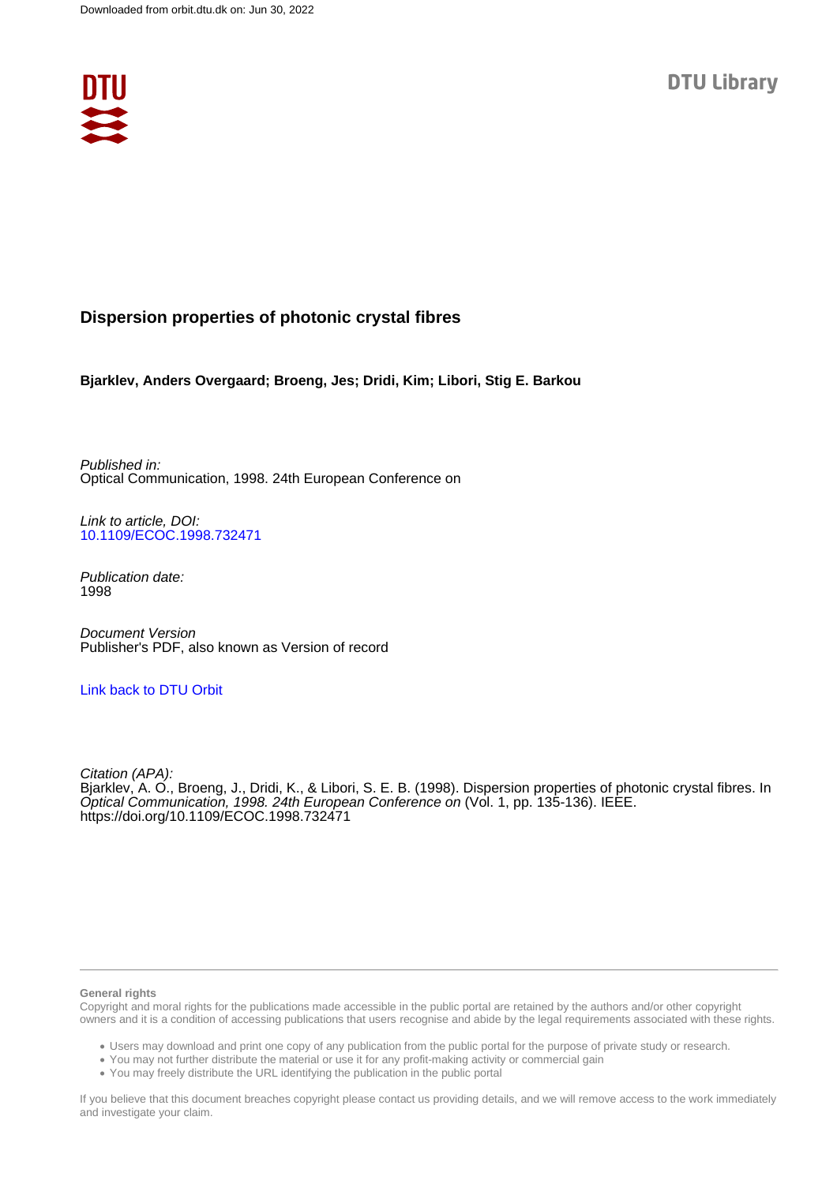Downloaded from orbit.dtu.dk on: Jun 30, 2022

DTU Library

# Dispersion properties of photonic crystal fibres

**Bjarklev, Anders Overgaard; Broeng, Jes; Dridi, Kim; Libori, Stig E. Barkou**

*Published in:*
Optical Communication, 1998. 24th European Conference on

*Link to article, DOI:*
10.1109/ECOC.1998.732471

*Publication date:*
1998

*Document Version*
Publisher's PDF, also known as Version of record

Link back to DTU Orbit

*Citation (APA):*
Bjarklev, A. O., Broeng, J., Dridi, K., & Libori, S. E. B. (1998). Dispersion properties of photonic crystal fibres. In *Optical Communication, 1998. 24th European Conference on* (Vol. 1, pp. 135-136). IEEE. https://doi.org/10.1109/ECOC.1998.732471

---

**General rights**

Copyright and moral rights for the publications made accessible in the public portal are retained by the authors and/or other copyright owners and it is a condition of accessing publications that users recognise and abide by the legal requirements associated with these rights.

- Users may download and print one copy of any publication from the public portal for the purpose of private study or research.
- You may not further distribute the material or use it for any profit-making activity or commercial gain
- You may freely distribute the URL identifying the publication in the public portal

If you believe that this document breaches copyright please contact us providing details, and we will remove access to the work immediately and investigate your claim.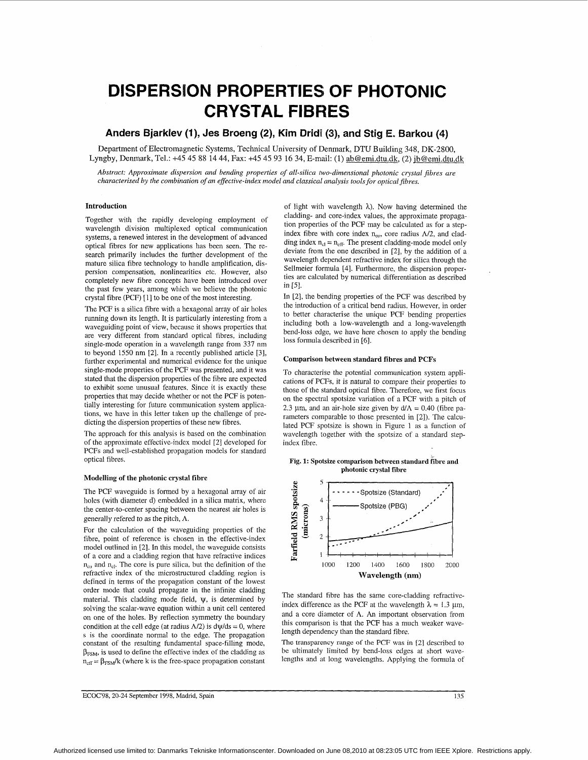# DISPERSION PROPERTIES OF PHOTONIC CRYSTAL FIBRES

**Anders Bjarklev (1), Jes Broeng (2), Kim Dridi (3), and Stig E. Barkou (4)**

Department of Electromagnetic Systems, Technical University of Denmark, DTU Building 348, DK-2800, Lyngby, Denmark, Tel.: +45 45 88 14 44, Fax: +45 45 93 16 34, E-mail: (1) ab@emi.dtu.dk, (2) jb@emi.dtu.dk

*Abstract: Approximate dispersion and bending properties of all-silica two-dimensional photonic crystal fibres are characterised by the combination of an effective-index model and classical analysis tools for optical fibres.*

### Introduction

Together with the rapidly developing employment of wavelength division multiplexed optical communication systems, a renewed interest in the development of advanced optical fibres for new applications has been seen. The research primarily includes the further development of the mature silica fibre technology to handle amplification, dispersion compensation, nonlinearities etc. However, also completely new fibre concepts have been introduced over the past few years, among which we believe the photonic crystal fibre (PCF) [1] to be one of the most interesting.

The PCF is a silica fibre with a hexagonal array of air holes running down its length. It is particularly interesting from a waveguiding point of view, because it shows properties that are very different from standard optical fibres, including single-mode operation in a wavelength range from 337 nm to beyond 1550 nm [2]. In a recently published article [3], further experimental and numerical evidence for the unique single-mode properties of the PCF was presented, and it was stated that the dispersion properties of the fibre are expected to exhibit some unusual features. Since it is exactly these properties that may decide whether or not the PCF is potentially interesting for future communication system applications, we have in this letter taken up the challenge of predicting the dispersion properties of these new fibres.

The approach for this analysis is based on the combination of the approximate effective-index model [2] developed for PCFs and well-established propagation models for standard optical fibres.

### Modelling of the photonic crystal fibre

The PCF waveguide is formed by a hexagonal array of air holes (with diameter d) embedded in a silica matrix, where the center-to-center spacing between the nearest air holes is generally refered to as the pitch, $\Lambda$.

For the calculation of the waveguiding properties of the fibre, point of reference is chosen in the effective-index model outlined in [2]. In this model, the waveguide consists of a core and a cladding region that have refractive indices $n_{co}$ and $n_{cl}$. The core is pure silica, but the definition of the refractive index of the microstructured cladding region is defined in terms of the propagation constant of the lowest order mode that could propagate in the infinite cladding material. This cladding mode field, $\psi$, is determined by solving the scalar-wave equation within a unit cell centered on one of the holes. By reflection symmetry the boundary condition at the cell edge (at radius $\Lambda/2$) is $d\psi/ds = 0$, where s is the coordinate normal to the edge. The propagation constant of the resulting fundamental space-filling mode, $\beta_{FSM}$, is used to define the effective index of the cladding as $n_{eff} = \beta_{FSM}/k$ (where k is the free-space propagation constant of light with wavelength $\lambda$). Now having determined the cladding- and core-index values, the approximate propagation properties of the PCF may be calculated as for a step-index fibre with core index $n_{co}$, core radius $\Lambda/2$, and cladding index $n_{cl} = n_{eff}$. The present cladding-mode model only deviate from the one described in [2], by the addition of a wavelength dependent refractive index for silica through the Sellmeier formula [4]. Furthermore, the dispersion properties are calculated by numerical differentiation as described in [5].

In [2], the bending properties of the PCF was described by the introduction of a critical bend radius. However, in order to better characterise the unique PCF bending properties including both a low-wavelength and a long-wavelength bend-loss edge, we have here chosen to apply the bending loss formula described in [6].

### Comparison between standard fibres and PCFs

To characterise the potential communication system applications of PCFs, it is natural to compare their properties to those of the standard optical fibre. Therefore, we first focus on the spectral spotsize variation of a PCF with a pitch of 2.3 μm, and an air-hole size given by $d/\Lambda = 0.40$ (fibre parameters comparable to those presented in [2]). The calculated PCF spotsize is shown in Figure 1 as a function of wavelength together with the spotsize of a standard step-index fibre.

**Fig. 1: Spotsize comparison between standard fibre and photonic crystal fibre**

The standard fibre has the same core-cladding refractive-index difference as the PCF at the wavelength $\lambda = 1.3$ μm, and a core diameter of $\Lambda$. An important observation from this comparison is that the PCF has a much weaker wavelength dependency than the standard fibre.

The transparency range of the PCF was in [2] described to be ultimately limited by bend-loss edges at short wavelengths and at long wavelengths. Applying the formula of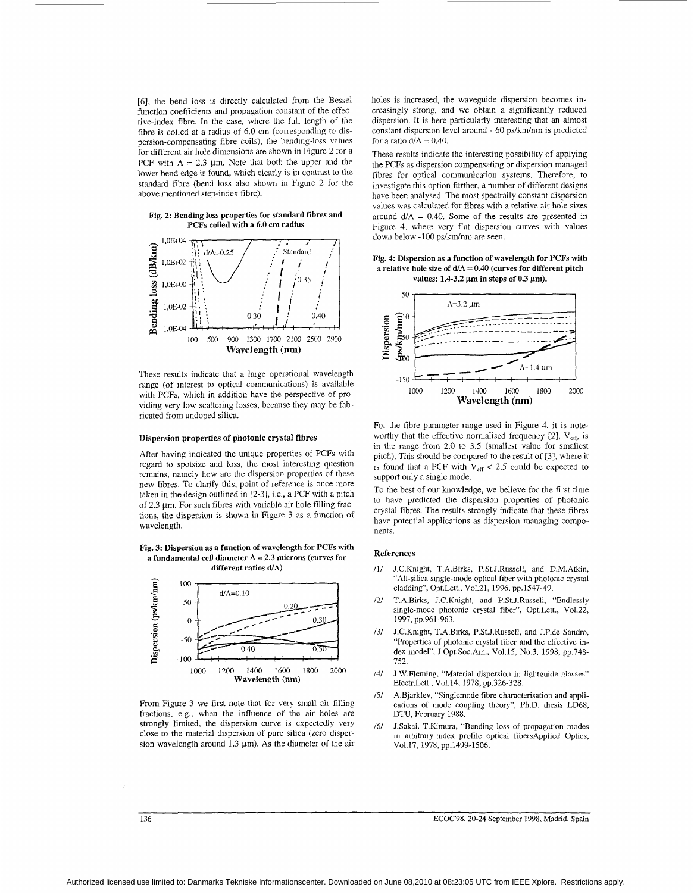[6], the bend loss is directly calculated from the Bessel function coefficients and propagation constant of the effective-index fibre. In the case, where the full length of the fibre is coiled at a radius of 6.0 cm (corresponding to dispersion-compensating fibre coils), the bending-loss values for different air hole dimensions are shown in Figure 2 for a PCF with $\Lambda$ = 2.3 μm. Note that both the upper and the lower bend edge is found, which clearly is in contrast to the standard fibre (bend loss also shown in Figure 2 for the above mentioned step-index fibre).

**Fig. 2: Bending loss properties for standard fibres and PCFs coiled with a 6.0 cm radius**

Bending loss (dB/km)
1,0E+04
1,0E+02
1,0E+00
1,0E-02
1,0E-04
d/Λ=0.25
Standard
0.35
0.30
0.40
100 500 900 1300 1700 2100 2500 2900
Wavelength (nm)

These results indicate that a large operational wavelength range (of interest to optical communications) is available with PCFs, which in addition have the perspective of providing very low scattering losses, because they may be fabricated from undoped silica.

### Dispersion properties of photonic crystal fibres

After having indicated the unique properties of PCFs with regard to spotsize and loss, the most interesting question remains, namely how are the dispersion properties of these new fibres. To clarify this, point of reference is once more taken in the design outlined in [2-3], i.e., a PCF with a pitch of 2.3 μm. For such fibres with variable air hole filling fractions, the dispersion is shown in Figure 3 as a function of wavelength.

**Fig. 3: Dispersion as a function of wavelength for PCFs with a fundamental cell diameter $\Lambda$ = 2.3 microns (curves for different ratios d/$\Lambda$)**

Dispersion (ps/km/nm)
100
50
0
-50
-100
d/Λ=0.10
0.20
0.30
0.40
0.50
1000 1200 1400 1600 1800 2000
Wavelength (nm)

From Figure 3 we first note that for very small air filling fractions, e.g., when the influence of the air holes are strongly limited, the dispersion curve is expectedly very close to the material dispersion of pure silica (zero dispersion wavelength around 1.3 μm). As the diameter of the air holes is increased, the waveguide dispersion becomes increasingly strong, and we obtain a significantly reduced dispersion. It is here particularly interesting that an almost constant dispersion level around - 60 ps/km/nm is predicted for a ratio d/$\Lambda$ = 0.40.

These results indicate the interesting possibility of applying the PCFs as dispersion compensating or dispersion managed fibres for optical communication systems. Therefore, to investigate this option further, a number of different designs have been analysed. The most spectrally constant dispersion values was calculated for fibres with a relative air hole sizes around d/$\Lambda$ = 0.40. Some of the results are presented in Figure 4, where very flat dispersion curves with values down below -100 ps/km/nm are seen.

**Fig. 4: Dispersion as a function of wavelength for PCFs with a relative hole size of d/$\Lambda$ = 0.40 (curves for different pitch values: 1.4-3.2 μm in steps of 0.3 μm).**

Dispersion (ps/km/nm)
50
0
-50
-100
-150
Λ=3.2 μm
Λ=1.4 μm
1000 1200 1400 1600 1800 2000
Wavelength (nm)

For the fibre parameter range used in Figure 4, it is noteworthy that the effective normalised frequency [2], $V_{eff}$, is in the range from 2.0 to 3.5 (smallest value for smallest pitch). This should be compared to the result of [3], where it is found that a PCF with $V_{eff}$ < 2.5 could be expected to support only a single mode.

To the best of our knowledge, we believe for the first time to have predicted the dispersion properties of photonic crystal fibres. The results strongly indicate that these fibres have potential applications as dispersion managing components.

### References

/1/ J.C.Knight, T.A.Birks, P.St.J.Russell, and D.M.Atkin, "All-silica single-mode optical fiber with photonic crystal cladding", Opt.Lett., Vol.21, 1996, pp.1547-49.

/2/ T.A.Birks, J.C.Knight, and P.St.J.Russell, "Endlessly single-mode photonic crystal fiber", Opt.Lett., Vol.22, 1997, pp.961-963.

/3/ J.C.Knight, T.A.Birks, P.St.J.Russell, and J.P.de Sandro, "Properties of photonic crystal fiber and the effective index model", J.Opt.Soc.Am., Vol.15, No.3, 1998, pp.748-752.

/4/ J.W.Fleming, "Material dispersion in lightguide glasses" Electr.Lett., Vol.14, 1978, pp.326-328.

/5/ A.Bjarklev, "Singlemode fibre characterisation and applications of mode coupling theory", Ph.D. thesis LD68, DTU, February 1988.

/6/ J.Sakai, T.Kimura, "Bending loss of propagation modes in arbitrary-index profile optical fibersApplied Optics, Vol.17, 1978, pp.1499-1506.